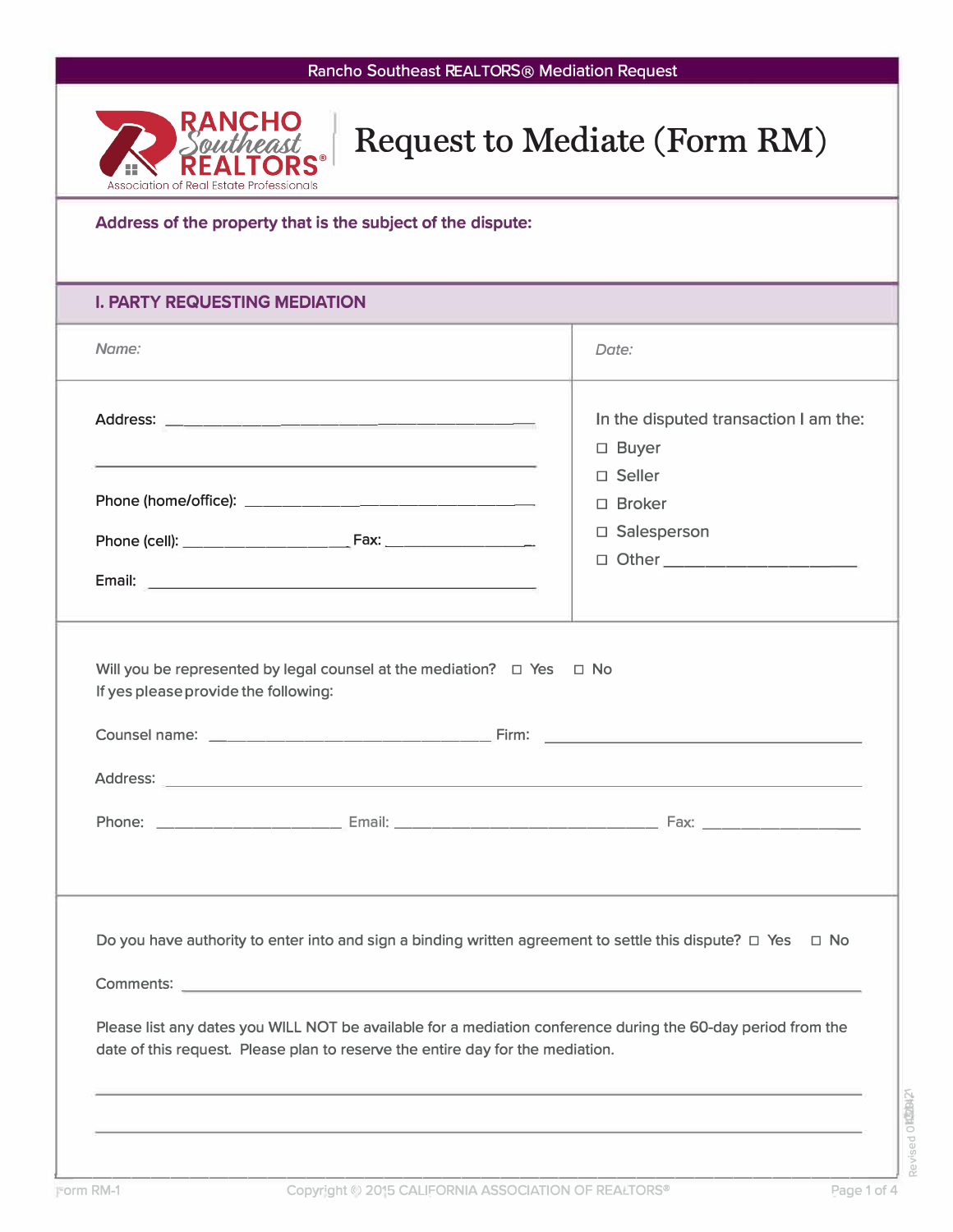Rancho Southeast REALTORS® Mediation Request

RANCHO Southeast REALTORS®
Association of Real Estate Professionals

# Request to Mediate (Form RM)

**Address of the property that is the subject of the dispute:**

## I. PARTY REQUESTING MEDIATION

*Name:*

*Date:*

Address: ____________________________________________

____________________________________________

Phone (home/office): ____________________________________

Phone (cell): ____________________ Fax: __________________

Email: ____________________________________________

In the disputed transaction I am the:

- ☐ Buyer
- ☐ Seller
- ☐ Broker
- ☐ Salesperson
- ☐ Other ______________________

Will you be represented by legal counsel at the mediation? ☐ Yes ☐ No
If yes please provide the following:

Counsel name: ________________________________ Firm: ____________________________________

Address: ____________________________________________________________________________

Phone: ______________________ Email: ________________________________ Fax: __________________

Do you have authority to enter into and sign a binding written agreement to settle this dispute? ☐ Yes ☐ No

Comments: ____________________________________________________________________________

Please list any dates you WILL NOT be available for a mediation conference during the 60-day period from the date of this request. Please plan to reserve the entire day for the mediation.

____________________________________________________________________________

____________________________________________________________________________

Revised 01/2021

Form RM-1 Copyright © 2015 CALIFORNIA ASSOCIATION OF REALTORS®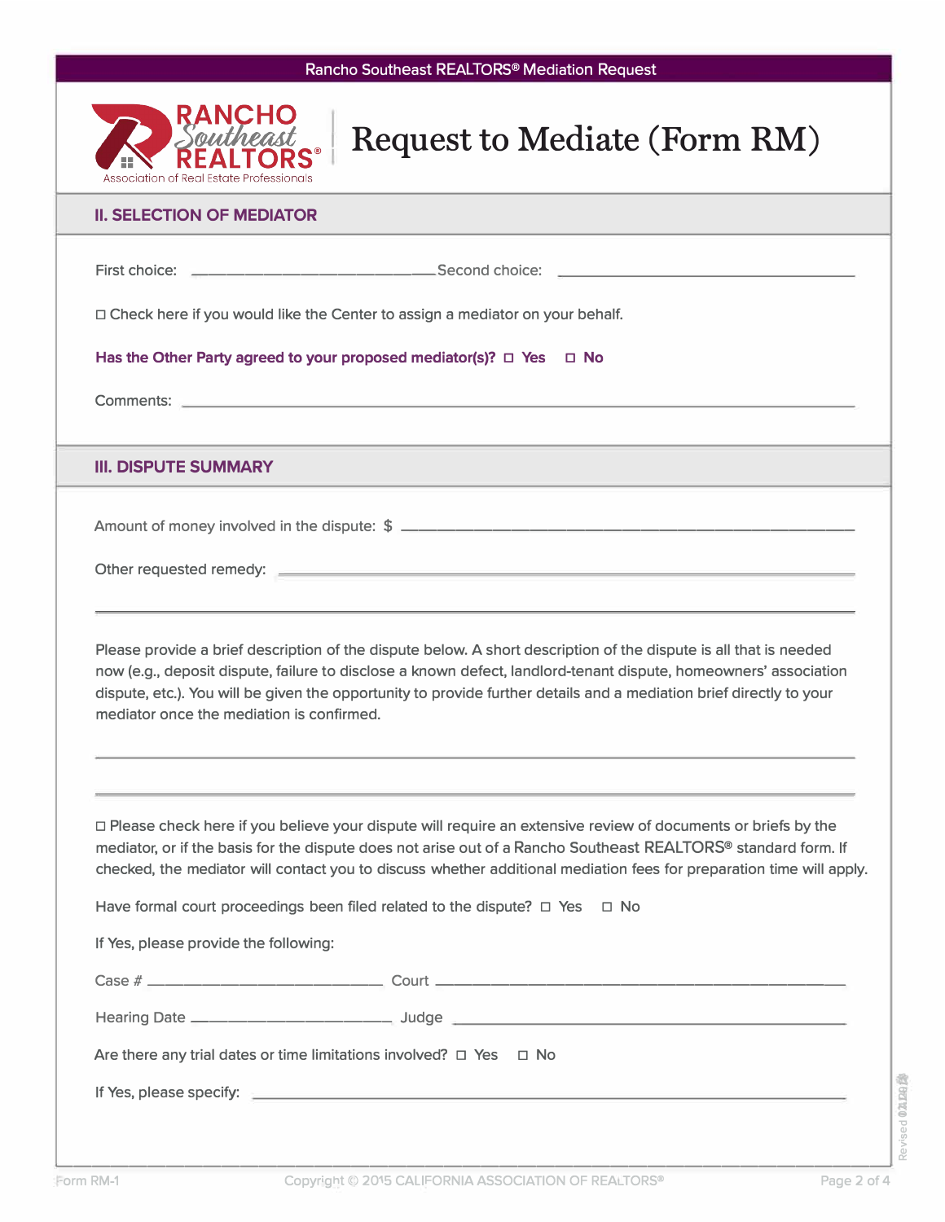Rancho Southeast REALTORS® Mediation Request

RANCHO Southeast REALTORS® Association of Real Estate Professionals

# Request to Mediate (Form RM)

## II. SELECTION OF MEDIATOR

First choice: ______________________________ Second choice: ______________________________

☐ Check here if you would like the Center to assign a mediator on your behalf.

**Has the Other Party agreed to your proposed mediator(s)?** ☐ **Yes** ☐ **No**

Comments: ______________________________________________________________

## III. DISPUTE SUMMARY

Amount of money involved in the dispute: $ ______________________________________________

Other requested remedy: ______________________________________________________

______________________________________________________________________

Please provide a brief description of the dispute below. A short description of the dispute is all that is needed now (e.g., deposit dispute, failure to disclose a known defect, landlord-tenant dispute, homeowners' association dispute, etc.). You will be given the opportunity to provide further details and a mediation brief directly to your mediator once the mediation is confirmed.

______________________________________________________________________

______________________________________________________________________

☐ Please check here if you believe your dispute will require an extensive review of documents or briefs by the mediator, or if the basis for the dispute does not arise out of a Rancho Southeast REALTORS® standard form. If checked, the mediator will contact you to discuss whether additional mediation fees for preparation time will apply.

Have formal court proceedings been filed related to the dispute? ☐ Yes ☐ No

If Yes, please provide the following:

Case # ______________________________ Court ______________________________________

Hearing Date __________________________ Judge ______________________________________

Are there any trial dates or time limitations involved? ☐ Yes ☐ No

If Yes, please specify: ______________________________________________________

Form RM-1 Copyright © 2015 CALIFORNIA ASSOCIATION OF REALTORS®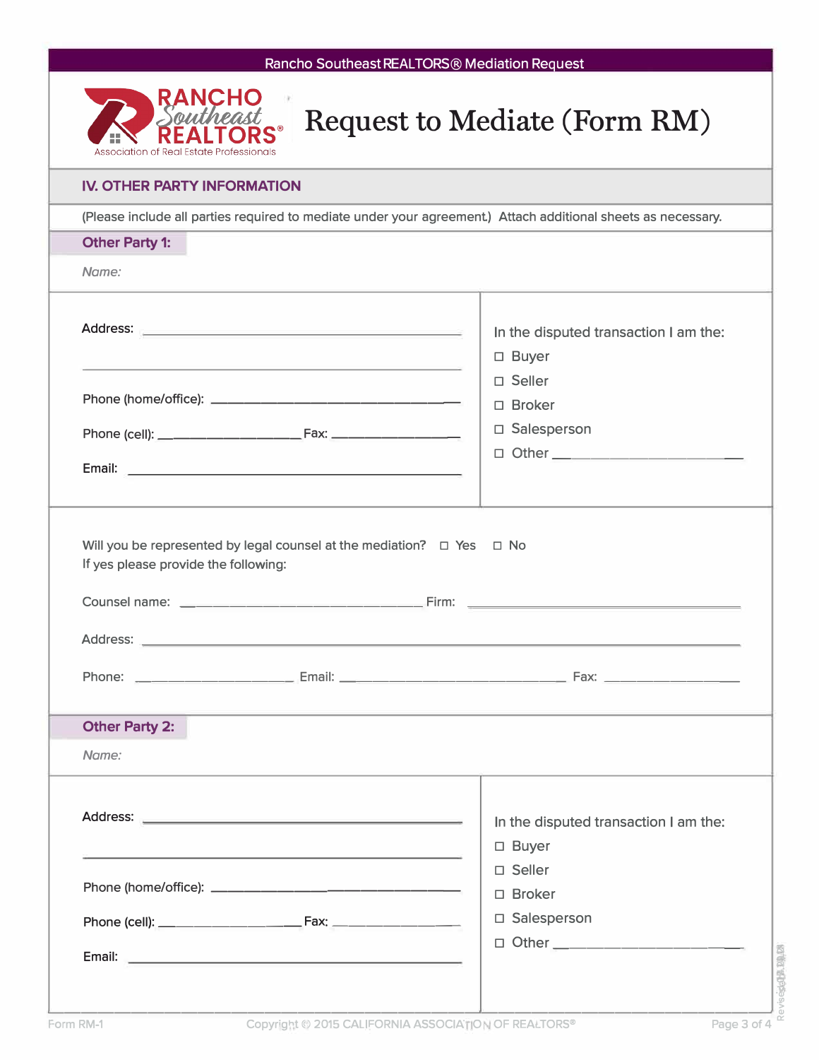# Request to Mediate (Form RM)

## IV. OTHER PARTY INFORMATION

(Please include all parties required to mediate under your agreement.) Attach additional sheets as necessary.

### Other Party 1:

*Name:*

Address: ______________________________

______________________________

Phone (home/office): ______________________________

Phone (cell): ____________________ Fax: ____________________

Email: ______________________________

In the disputed transaction I am the:

- ☐ Buyer
- ☐ Seller
- ☐ Broker
- ☐ Salesperson
- ☐ Other ____________________

Will you be represented by legal counsel at the mediation? ☐ Yes ☐ No

If yes please provide the following:

Counsel name: ______________________________ Firm: ______________________________

Address: ______________________________

Phone: ____________________ Email: ______________________________ Fax: ____________________

### Other Party 2:

*Name:*

Address: ______________________________

______________________________

Phone (home/office): ______________________________

Phone (cell): ____________________ Fax: ____________________

Email: ______________________________

In the disputed transaction I am the:

- ☐ Buyer
- ☐ Seller
- ☐ Broker
- ☐ Salesperson
- ☐ Other ____________________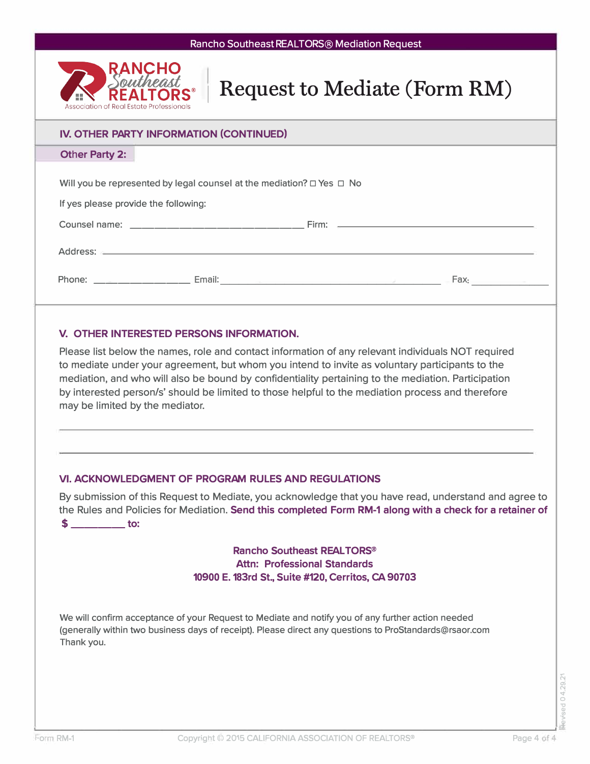Rancho Southeast REALTORS® Mediation Request

# Request to Mediate (Form RM)

## IV. OTHER PARTY INFORMATION (CONTINUED)

**Other Party 2:**

Will you be represented by legal counsel at the mediation? ☐ Yes ☐ No

If yes please provide the following:

Counsel name: ______________________________ Firm: ____________________________________

Address: ____________________________________________________________________________

Phone: ________________ Email: ________________________________________ Fax: ______________

## V. OTHER INTERESTED PERSONS INFORMATION.

Please list below the names, role and contact information of any relevant individuals NOT required to mediate under your agreement, but whom you intend to invite as voluntary participants to the mediation, and who will also be bound by confidentiality pertaining to the mediation. Participation by interested person/s' should be limited to those helpful to the mediation process and therefore may be limited by the mediator.

_____________________________________________________________________________________

_____________________________________________________________________________________

## VI. ACKNOWLEDGMENT OF PROGRAM RULES AND REGULATIONS

By submission of this Request to Mediate, you acknowledge that you have read, understand and agree to the Rules and Policies for Mediation. **Send this completed Form RM-1 along with a check for a retainer of $ _________ to:**

**Rancho Southeast REALTORS®**
**Attn: Professional Standards**
**10900 E. 183rd St., Suite #120, Cerritos, CA 90703**

We will confirm acceptance of your Request to Mediate and notify you of any further action needed (generally within two business days of receipt). Please direct any questions to ProStandards@rsaor.com Thank you.

Revised 04.29.21

Form RM-1 Copyright © 2015 CALIFORNIA ASSOCIATION OF REALTORS®